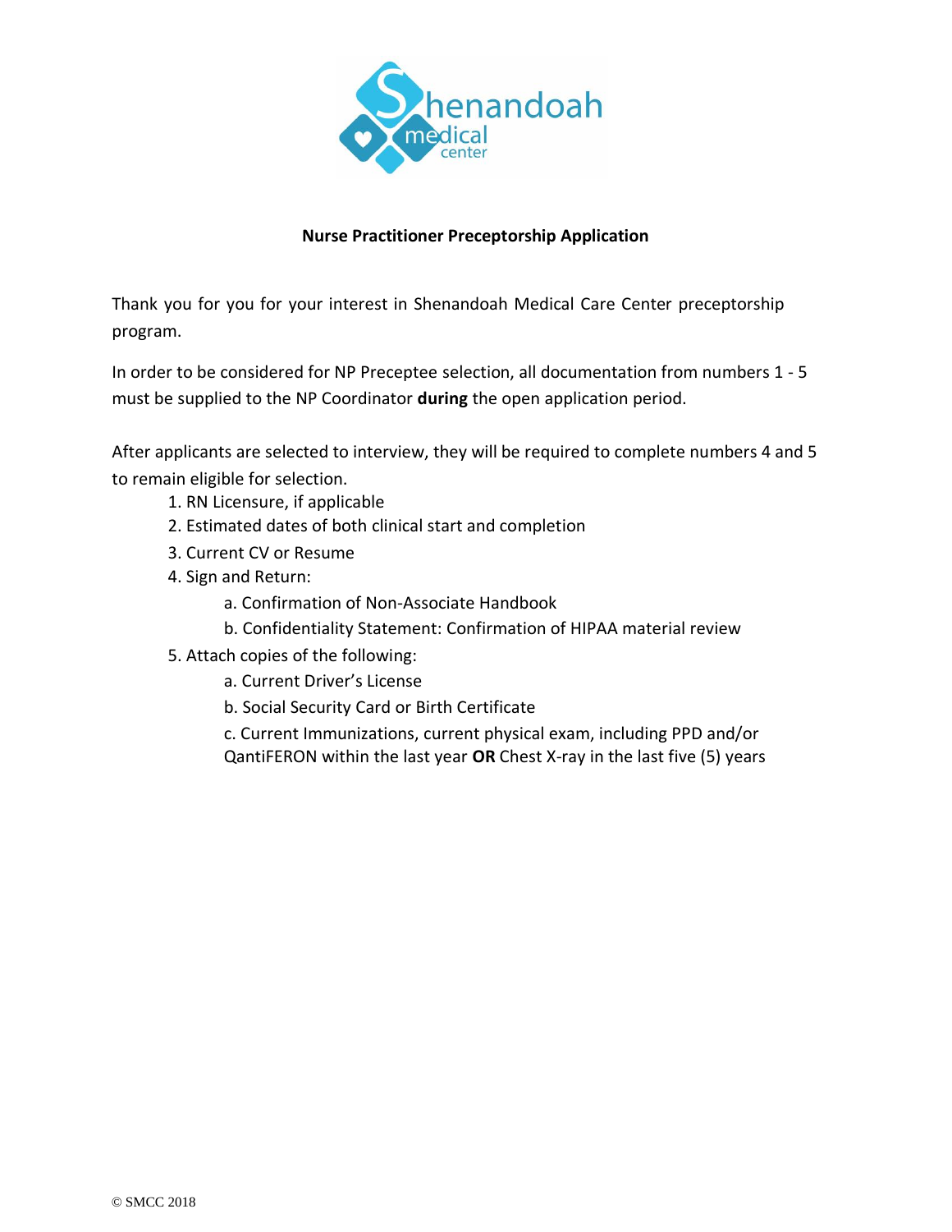**Nurse Practitioner Preceptorship Application**

Thank you for you for your interest in Shenandoah Medical Care Center preceptorship program.

In order to be considered for NP Preceptee selection, all documentation from numbers 1 - 5 must be supplied to the NP Coordinator **during** the open application period.

After applicants are selected to interview, they will be required to complete numbers 4 and 5 to remain eligible for selection.

1. RN Licensure, if applicable
2. Estimated dates of both clinical start and completion
3. Current CV or Resume
4. Sign and Return:
    a. Confirmation of Non-Associate Handbook
    b. Confidentiality Statement: Confirmation of HIPAA material review
5. Attach copies of the following:
    a. Current Driver's License
    b. Social Security Card or Birth Certificate
    c. Current Immunizations, current physical exam, including PPD and/or QantiFERON within the last year **OR** Chest X-ray in the last five (5) years

© SMCC 2018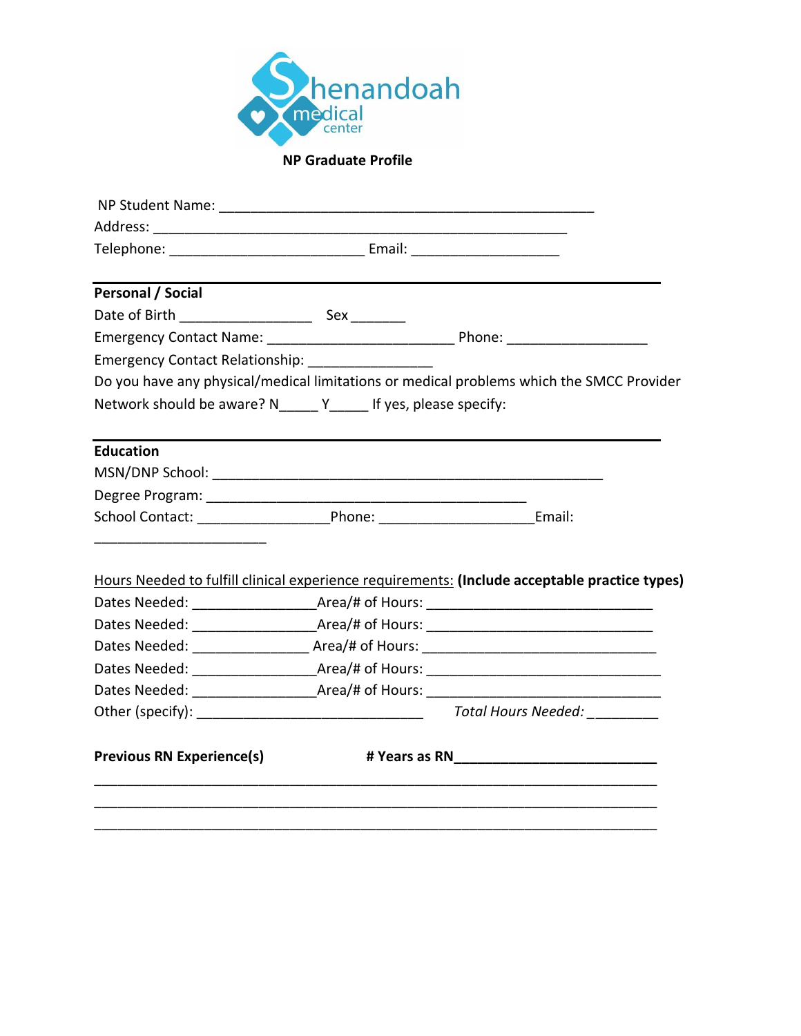Shenandoah medical center

**NP Graduate Profile**

NP Student Name: ___________________________________________________
Address: _______________________________________________________
Telephone: __________________________ Email: ____________________

---

**Personal / Social**

Date of Birth _________________ Sex _______
Emergency Contact Name: ________________________ Phone: __________________
Emergency Contact Relationship: ________________
Do you have any physical/medical limitations or medical problems which the SMCC Provider Network should be aware? N_____ Y_____ If yes, please specify:

---

**Education**

MSN/DNP School: ____________________________________________________
Degree Program: __________________________________________
School Contact: _________________Phone: ____________________Email: ______________________

Hours Needed to fulfill clinical experience requirements: **(Include acceptable practice types)**

Dates Needed: ________________Area/# of Hours: _____________________________
Dates Needed: ________________Area/# of Hours: _____________________________
Dates Needed: _______________ Area/# of Hours: _____________________________
Dates Needed: ________________Area/# of Hours: _____________________________
Dates Needed: ________________Area/# of Hours: _____________________________
Other (specify): ______________________________ *Total Hours Needed:* _________

**Previous RN Experience(s)** **# Years as RN___________________________**

___________________________________________________________________________
___________________________________________________________________________
___________________________________________________________________________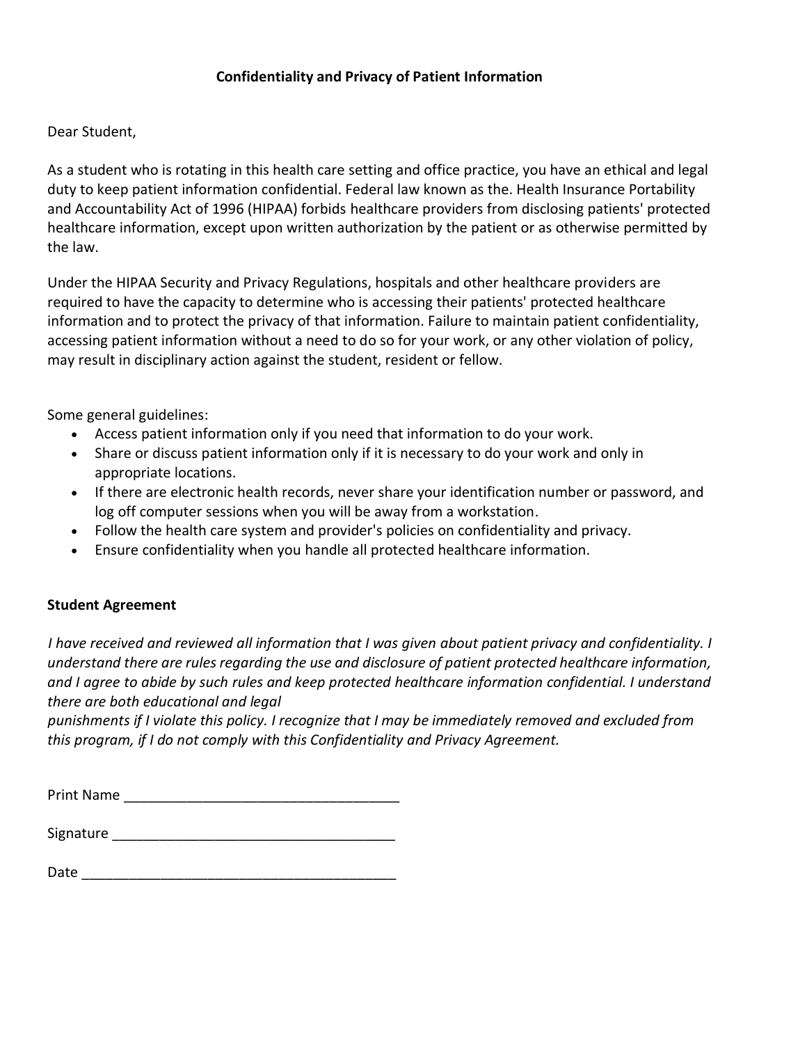**Confidentiality and Privacy of Patient Information**

Dear Student,

As a student who is rotating in this health care setting and office practice, you have an ethical and legal duty to keep patient information confidential. Federal law known as the. Health Insurance Portability and Accountability Act of 1996 (HIPAA) forbids healthcare providers from disclosing patients' protected healthcare information, except upon written authorization by the patient or as otherwise permitted by the law.

Under the HIPAA Security and Privacy Regulations, hospitals and other healthcare providers are required to have the capacity to determine who is accessing their patients' protected healthcare information and to protect the privacy of that information. Failure to maintain patient confidentiality, accessing patient information without a need to do so for your work, or any other violation of policy, may result in disciplinary action against the student, resident or fellow.

Some general guidelines:

- Access patient information only if you need that information to do your work.
- Share or discuss patient information only if it is necessary to do your work and only in appropriate locations.
- If there are electronic health records, never share your identification number or password, and log off computer sessions when you will be away from a workstation.
- Follow the health care system and provider's policies on confidentiality and privacy.
- Ensure confidentiality when you handle all protected healthcare information.

**Student Agreement**

*I have received and reviewed all information that I was given about patient privacy and confidentiality. I understand there are rules regarding the use and disclosure of patient protected healthcare information, and I agree to abide by such rules and keep protected healthcare information confidential. I understand there are both educational and legal punishments if I violate this policy. I recognize that I may be immediately removed and excluded from this program, if I do not comply with this Confidentiality and Privacy Agreement.*

Print Name ___________________________________

Signature ____________________________________

Date _________________________________________